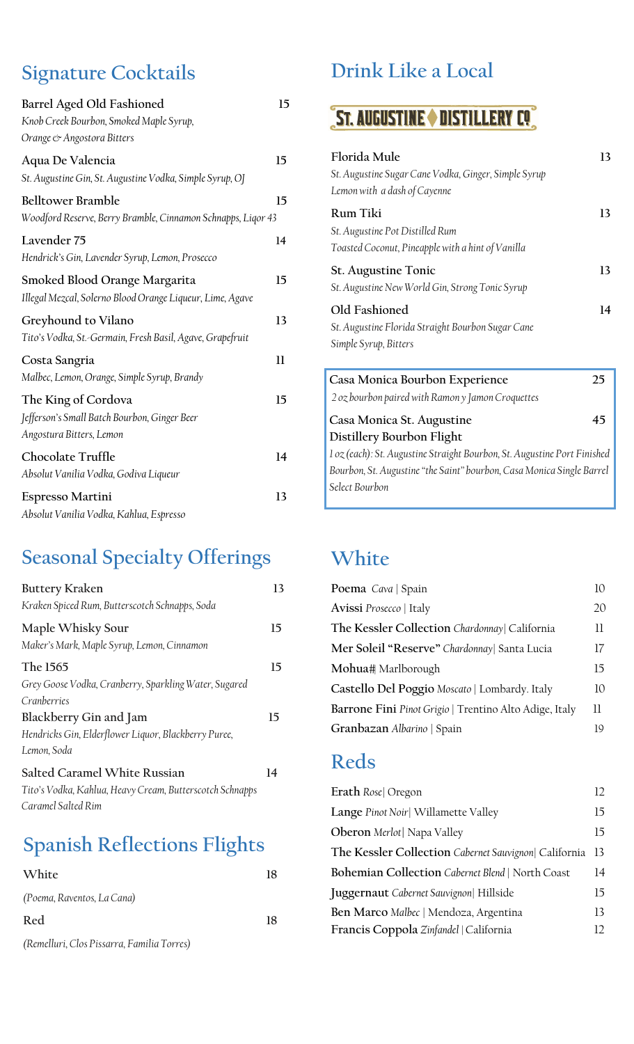## Signature Cocktails

**Barrel Aged Old Fashioned** — 15
*Knob Creek Bourbon, Smoked Maple Syrup, Orange & Angostora Bitters*

**Aqua De Valencia** — 15
*St. Augustine Gin, St. Augustine Vodka, Simple Syrup, OJ*

**Belltower Bramble** — 15
*Woodford Reserve, Berry Bramble, Cinnamon Schnapps, Liqor 43*

**Lavender 75** — 14
*Hendrick's Gin, Lavender Syrup, Lemon, Prosecco*

**Smoked Blood Orange Margarita** — 15
*Illegal Mezcal, Solerno Blood Orange Liqueur, Lime, Agave*

**Greyhound to Vilano** — 13
*Tito's Vodka, St.-Germain, Fresh Basil, Agave, Grapefruit*

**Costa Sangria** — 11
*Malbec, Lemon, Orange, Simple Syrup, Brandy*

**The King of Cordova** — 15
*Jefferson's Small Batch Bourbon, Ginger Beer Angostura Bitters, Lemon*

**Chocolate Truffle** — 14
*Absolut Vanilia Vodka, Godiva Liqueur*

**Espresso Martini** — 13
*Absolut Vanilia Vodka, Kahlua, Espresso*

## Seasonal Specialty Offerings

**Buttery Kraken** — 13
*Kraken Spiced Rum, Butterscotch Schnapps, Soda*

**Maple Whisky Sour** — 15
*Maker's Mark, Maple Syrup, Lemon, Cinnamon*

**The 1565** — 15
*Grey Goose Vodka, Cranberry, Sparkling Water, Sugared Cranberries*

**Blackberry Gin and Jam** — 15
*Hendricks Gin, Elderflower Liquor, Blackberry Puree, Lemon, Soda*

**Salted Caramel White Russian** — 14
*Tito's Vodka, Kahlua, Heavy Cream, Butterscotch Schnapps Caramel Salted Rim*

## Spanish Reflections Flights

**White** — 18
*(Poema, Raventos, La Cana)*

**Red** — 18
*(Remelluri, Clos Pissarra, Familia Torres)*

## Drink Like a Local

### St. Augustine Distillery Co

**Florida Mule** — 13
*St. Augustine Sugar Cane Vodka, Ginger, Simple Syrup Lemon with a dash of Cayenne*

**Rum Tiki** — 13
*St. Augustine Pot Distilled Rum Toasted Coconut, Pineapple with a hint of Vanilla*

**St. Augustine Tonic** — 13
*St. Augustine New World Gin, Strong Tonic Syrup*

**Old Fashioned** — 14
*St. Augustine Florida Straight Bourbon Sugar Cane Simple Syrup, Bitters*

**Casa Monica Bourbon Experience** — 25
*2 oz bourbon paired with Ramon y Jamon Croquettes*

**Casa Monica St. Augustine Distillery Bourbon Flight** — 45
*1 oz (each): St. Augustine Straight Bourbon, St. Augustine Port Finished Bourbon, St. Augustine "the Saint" bourbon, Casa Monica Single Barrel Select Bourbon*

## White

| Wine | Price |
|---|---|
| **Poema** *Cava* \| Spain | 10 |
| **Avissi** *Prosecco* \| Italy | 20 |
| **The Kessler Collection** *Chardonnay* \| California | 11 |
| **Mer Soleil "Reserve"** *Chardonnay* \| Santa Lucia | 17 |
| **Mohua#** Marlborough | 15 |
| **Castello Del Poggio** *Moscato* \| Lombardy. Italy | 10 |
| **Barrone Fini** *Pinot Grigio* \| Trentino Alto Adige, Italy | 11 |
| **Granbazan** *Albarino* \| Spain | 19 |

## Reds

| Wine | Price |
|---|---|
| **Erath** *Rose* \| Oregon | 12 |
| **Lange** *Pinot Noir* \| Willamette Valley | 15 |
| **Oberon** *Merlot* \| Napa Valley | 15 |
| **The Kessler Collection** *Cabernet Sauvignon* \| California | 13 |
| **Bohemian Collection** *Cabernet Blend* \| North Coast | 14 |
| **Juggernaut** *Cabernet Sauvignon* \| Hillside | 15 |
| **Ben Marco** *Malbec* \| Mendoza, Argentina | 13 |
| **Francis Coppola** *Zinfandel* \| California | 12 |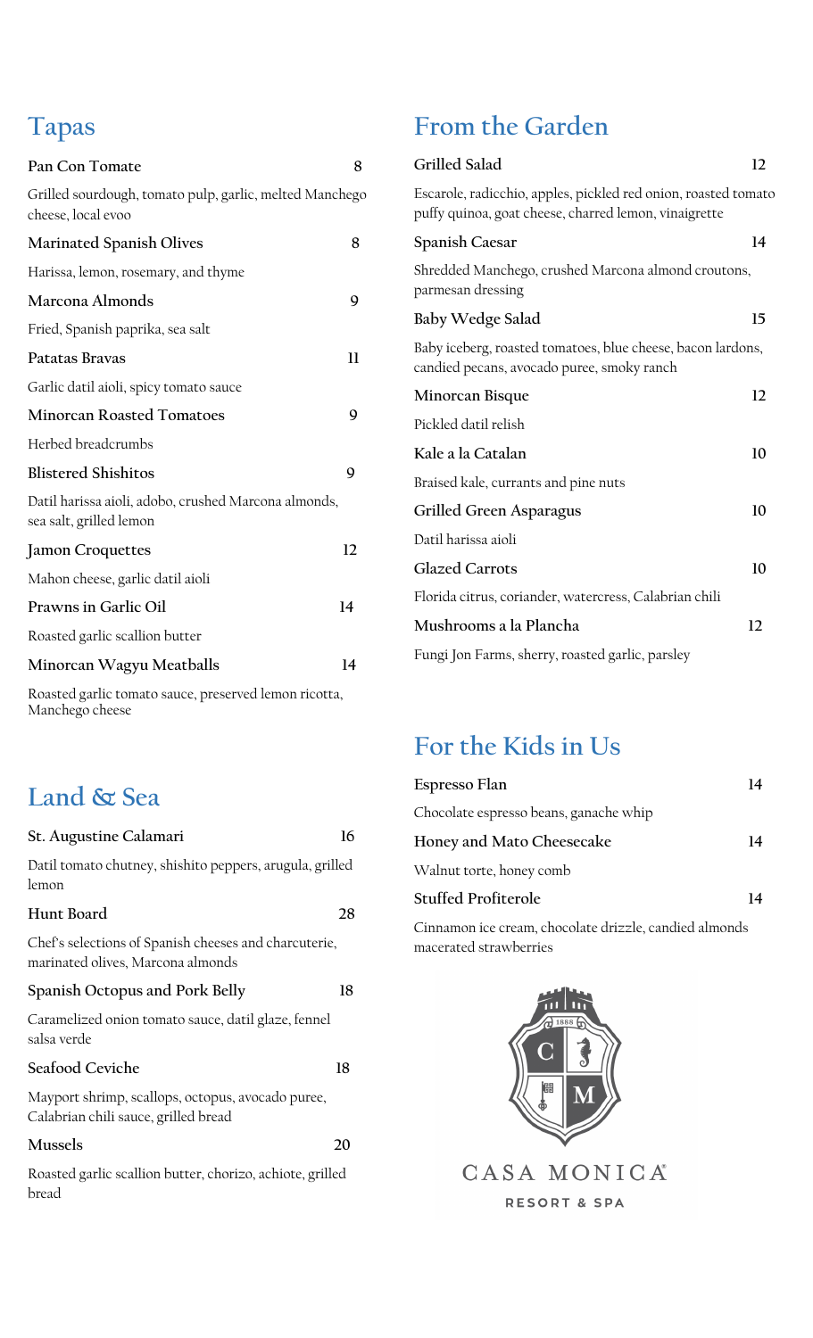## Tapas

**Pan Con Tomate** 8
Grilled sourdough, tomato pulp, garlic, melted Manchego cheese, local evoo

**Marinated Spanish Olives** 8
Harissa, lemon, rosemary, and thyme

**Marcona Almonds** 9
Fried, Spanish paprika, sea salt

**Patatas Bravas** 11
Garlic datil aioli, spicy tomato sauce

**Minorcan Roasted Tomatoes** 9
Herbed breadcrumbs

**Blistered Shishitos** 9
Datil harissa aioli, adobo, crushed Marcona almonds, sea salt, grilled lemon

**Jamon Croquettes** 12
Mahon cheese, garlic datil aioli

**Prawns in Garlic Oil** 14
Roasted garlic scallion butter

**Minorcan Wagyu Meatballs** 14
Roasted garlic tomato sauce, preserved lemon ricotta, Manchego cheese

## Land & Sea

**St. Augustine Calamari** 16
Datil tomato chutney, shishito peppers, arugula, grilled lemon

**Hunt Board** 28
Chef's selections of Spanish cheeses and charcuterie, marinated olives, Marcona almonds

**Spanish Octopus and Pork Belly** 18
Caramelized onion tomato sauce, datil glaze, fennel salsa verde

**Seafood Ceviche** 18
Mayport shrimp, scallops, octopus, avocado puree, Calabrian chili sauce, grilled bread

**Mussels** 20
Roasted garlic scallion butter, chorizo, achiote, grilled bread

## From the Garden

**Grilled Salad** 12
Escarole, radicchio, apples, pickled red onion, roasted tomato puffy quinoa, goat cheese, charred lemon, vinaigrette

**Spanish Caesar** 14
Shredded Manchego, crushed Marcona almond croutons, parmesan dressing

**Baby Wedge Salad** 15
Baby iceberg, roasted tomatoes, blue cheese, bacon lardons, candied pecans, avocado puree, smoky ranch

**Minorcan Bisque** 12
Pickled datil relish

**Kale a la Catalan** 10
Braised kale, currants and pine nuts

**Grilled Green Asparagus** 10
Datil harissa aioli

**Glazed Carrots** 10
Florida citrus, coriander, watercress, Calabrian chili

**Mushrooms a la Plancha** 12
Fungi Jon Farms, sherry, roasted garlic, parsley

## For the Kids in Us

**Espresso Flan** 14
Chocolate espresso beans, ganache whip

**Honey and Mato Cheesecake** 14
Walnut torte, honey comb

**Stuffed Profiterole** 14
Cinnamon ice cream, chocolate drizzle, candied almonds macerated strawberries

CASA MONICA®
RESORT & SPA